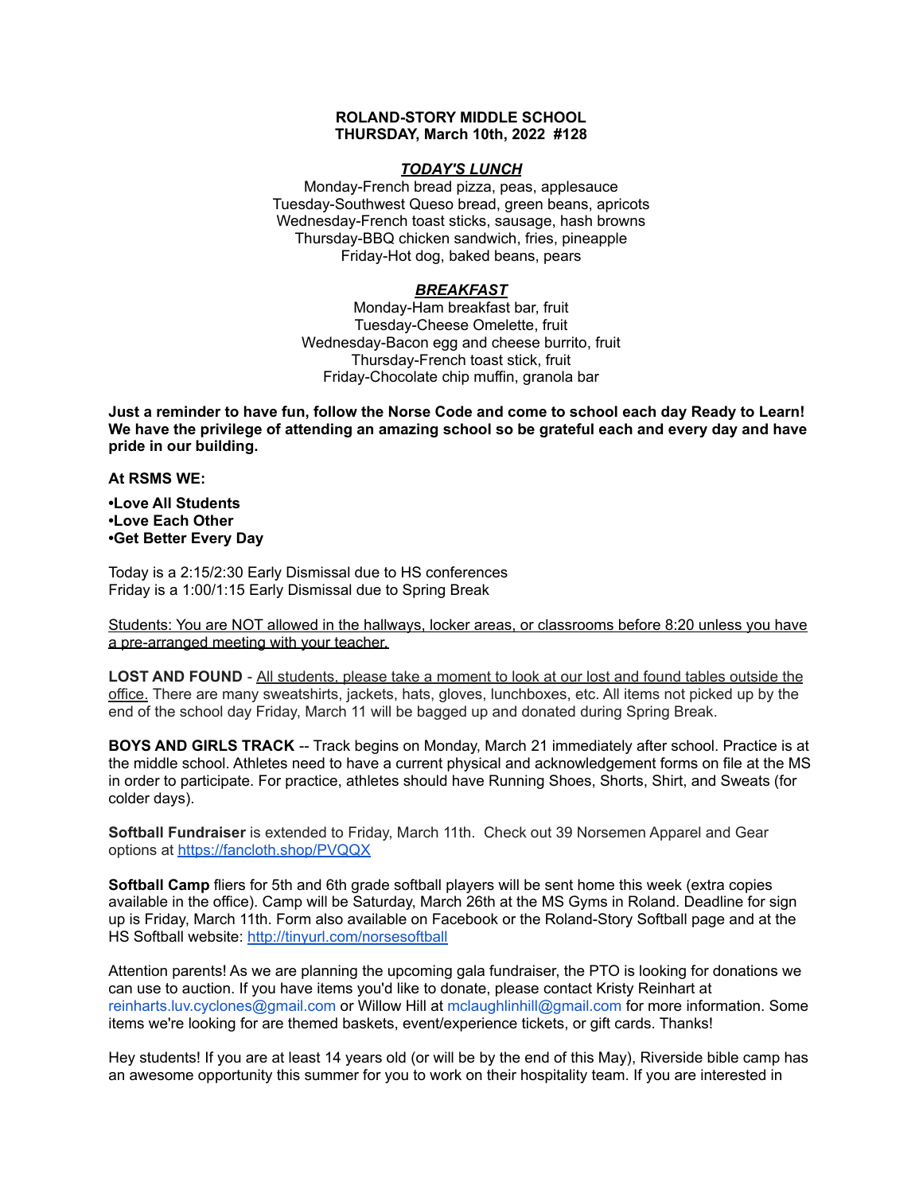**ROLAND-STORY MIDDLE SCHOOL**
**THURSDAY, March 10th, 2022 #128**

***TODAY'S LUNCH***

Monday-French bread pizza, peas, applesauce
Tuesday-Southwest Queso bread, green beans, apricots
Wednesday-French toast sticks, sausage, hash browns
Thursday-BBQ chicken sandwich, fries, pineapple
Friday-Hot dog, baked beans, pears

***BREAKFAST***

Monday-Ham breakfast bar, fruit
Tuesday-Cheese Omelette, fruit
Wednesday-Bacon egg and cheese burrito, fruit
Thursday-French toast stick, fruit
Friday-Chocolate chip muffin, granola bar

**Just a reminder to have fun, follow the Norse Code and come to school each day Ready to Learn! We have the privilege of attending an amazing school so be grateful each and every day and have pride in our building.**

**At RSMS WE:**

**•Love All Students**
**•Love Each Other**
**•Get Better Every Day**

Today is a 2:15/2:30 Early Dismissal due to HS conferences
Friday is a 1:00/1:15 Early Dismissal due to Spring Break

<u>Students: You are NOT allowed in the hallways, locker areas, or classrooms before 8:20 unless you have a pre-arranged meeting with your teacher.</u>

**LOST AND FOUND** - <u>All students, please take a moment to look at our lost and found tables outside the office.</u> There are many sweatshirts, jackets, hats, gloves, lunchboxes, etc. All items not picked up by the end of the school day Friday, March 11 will be bagged up and donated during Spring Break.

**BOYS AND GIRLS TRACK** -- Track begins on Monday, March 21 immediately after school. Practice is at the middle school. Athletes need to have a current physical and acknowledgement forms on file at the MS in order to participate. For practice, athletes should have Running Shoes, Shorts, Shirt, and Sweats (for colder days).

**Softball Fundraiser** is extended to Friday, March 11th. Check out 39 Norsemen Apparel and Gear options at https://fancloth.shop/PVQQX

**Softball Camp** fliers for 5th and 6th grade softball players will be sent home this week (extra copies available in the office). Camp will be Saturday, March 26th at the MS Gyms in Roland. Deadline for sign up is Friday, March 11th. Form also available on Facebook or the Roland-Story Softball page and at the HS Softball website: http://tinyurl.com/norsesoftball

Attention parents! As we are planning the upcoming gala fundraiser, the PTO is looking for donations we can use to auction. If you have items you'd like to donate, please contact Kristy Reinhart at reinharts.luv.cyclones@gmail.com or Willow Hill at mclaughlinhill@gmail.com for more information. Some items we're looking for are themed baskets, event/experience tickets, or gift cards. Thanks!

Hey students! If you are at least 14 years old (or will be by the end of this May), Riverside bible camp has an awesome opportunity this summer for you to work on their hospitality team. If you are interested in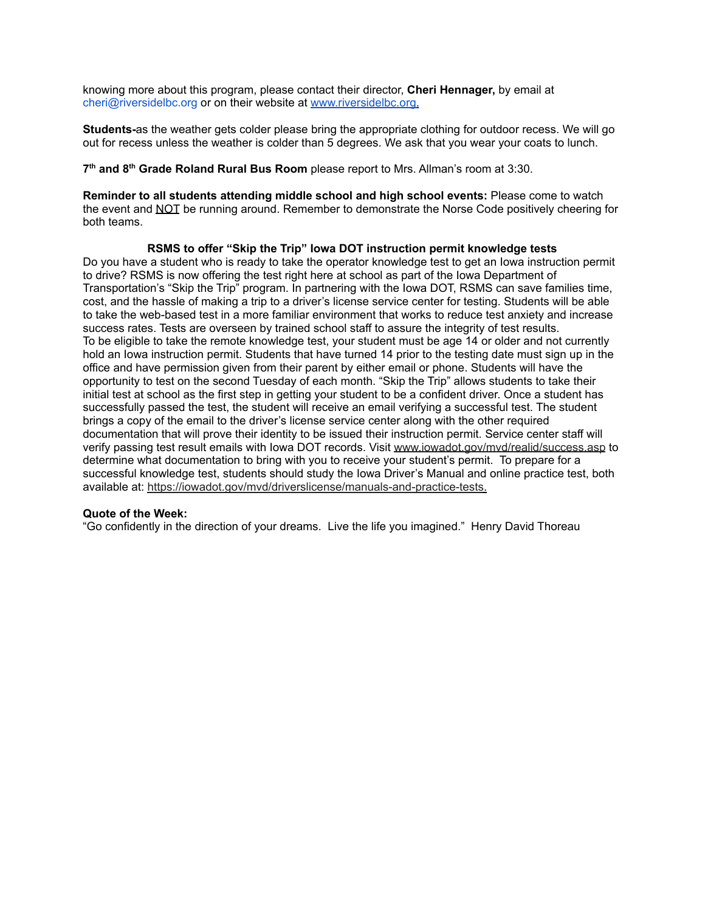knowing more about this program, please contact their director, **Cheri Hennager,** by email at cheri@riversidelbc.org or on their website at [www.riversidelbc.org.](http://www.riversidelbc.org)

**Students-**as the weather gets colder please bring the appropriate clothing for outdoor recess. We will go out for recess unless the weather is colder than 5 degrees. We ask that you wear your coats to lunch.

**7th and 8th Grade Roland Rural Bus Room** please report to Mrs. Allman's room at 3:30.

**Reminder to all students attending middle school and high school events:** Please come to watch the event and NOT be running around. Remember to demonstrate the Norse Code positively cheering for both teams.

**RSMS to offer "Skip the Trip" Iowa DOT instruction permit knowledge tests**

Do you have a student who is ready to take the operator knowledge test to get an Iowa instruction permit to drive? RSMS is now offering the test right here at school as part of the Iowa Department of Transportation's "Skip the Trip" program. In partnering with the Iowa DOT, RSMS can save families time, cost, and the hassle of making a trip to a driver's license service center for testing. Students will be able to take the web-based test in a more familiar environment that works to reduce test anxiety and increase success rates. Tests are overseen by trained school staff to assure the integrity of test results.
To be eligible to take the remote knowledge test, your student must be age 14 or older and not currently hold an Iowa instruction permit. Students that have turned 14 prior to the testing date must sign up in the office and have permission given from their parent by either email or phone. Students will have the opportunity to test on the second Tuesday of each month. "Skip the Trip" allows students to take their initial test at school as the first step in getting your student to be a confident driver. Once a student has successfully passed the test, the student will receive an email verifying a successful test. The student brings a copy of the email to the driver's license service center along with the other required documentation that will prove their identity to be issued their instruction permit. Service center staff will verify passing test result emails with Iowa DOT records. Visit www.iowadot.gov/mvd/realid/success.asp to determine what documentation to bring with you to receive your student's permit. To prepare for a successful knowledge test, students should study the Iowa Driver's Manual and online practice test, both available at: https://iowadot.gov/mvd/driverslicense/manuals-and-practice-tests.

**Quote of the Week:**
"Go confidently in the direction of your dreams. Live the life you imagined." Henry David Thoreau